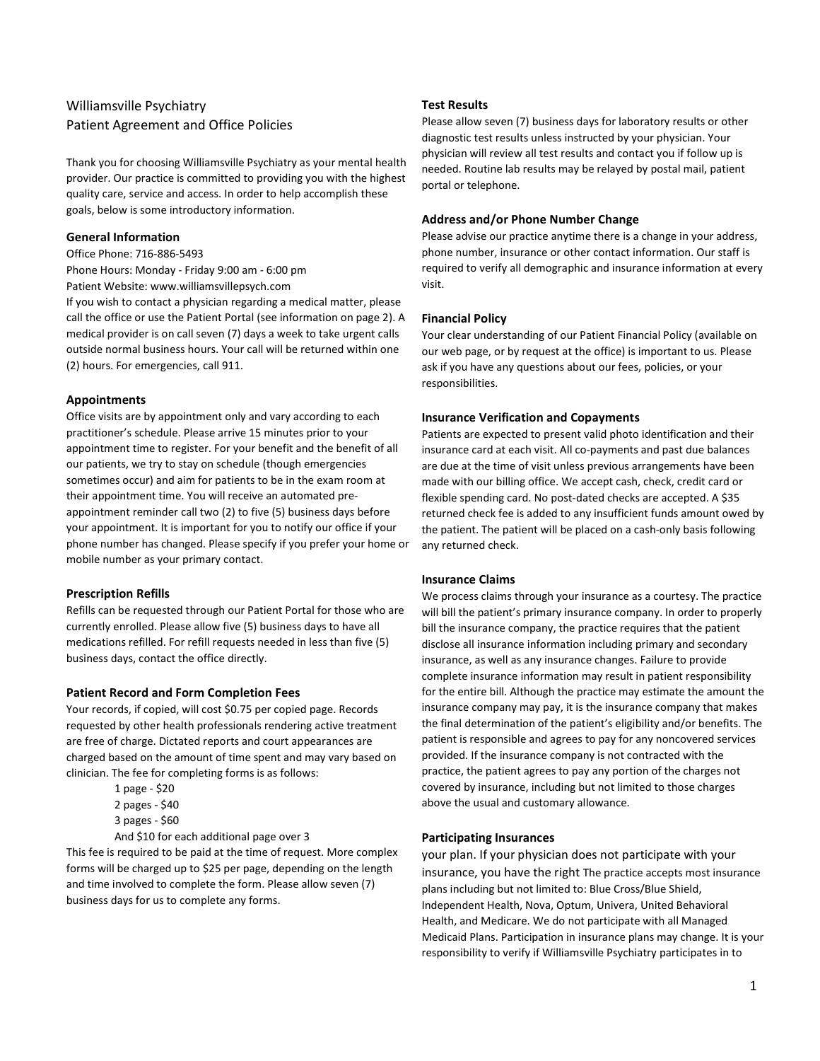Williamsville Psychiatry
Patient Agreement and Office Policies

Thank you for choosing Williamsville Psychiatry as your mental health provider. Our practice is committed to providing you with the highest quality care, service and access. In order to help accomplish these goals, below is some introductory information.

### General Information

Office Phone: 716-886-5493
Phone Hours: Monday - Friday 9:00 am - 6:00 pm
Patient Website: www.williamsvillepsych.com
If you wish to contact a physician regarding a medical matter, please call the office or use the Patient Portal (see information on page 2). A medical provider is on call seven (7) days a week to take urgent calls outside normal business hours. Your call will be returned within one (2) hours. For emergencies, call 911.

### Appointments

Office visits are by appointment only and vary according to each practitioner's schedule. Please arrive 15 minutes prior to your appointment time to register. For your benefit and the benefit of all our patients, we try to stay on schedule (though emergencies sometimes occur) and aim for patients to be in the exam room at their appointment time. You will receive an automated pre-appointment reminder call two (2) to five (5) business days before your appointment. It is important for you to notify our office if your phone number has changed. Please specify if you prefer your home or mobile number as your primary contact.

### Prescription Refills

Refills can be requested through our Patient Portal for those who are currently enrolled. Please allow five (5) business days to have all medications refilled. For refill requests needed in less than five (5) business days, contact the office directly.

### Patient Record and Form Completion Fees

Your records, if copied, will cost $0.75 per copied page. Records requested by other health professionals rendering active treatment are free of charge. Dictated reports and court appearances are charged based on the amount of time spent and may vary based on clinician. The fee for completing forms is as follows:

1 page - $20
2 pages - $40
3 pages - $60
And $10 for each additional page over 3

This fee is required to be paid at the time of request. More complex forms will be charged up to $25 per page, depending on the length and time involved to complete the form. Please allow seven (7) business days for us to complete any forms.

### Test Results

Please allow seven (7) business days for laboratory results or other diagnostic test results unless instructed by your physician. Your physician will review all test results and contact you if follow up is needed. Routine lab results may be relayed by postal mail, patient portal or telephone.

### Address and/or Phone Number Change

Please advise our practice anytime there is a change in your address, phone number, insurance or other contact information. Our staff is required to verify all demographic and insurance information at every visit.

### Financial Policy

Your clear understanding of our Patient Financial Policy (available on our web page, or by request at the office) is important to us. Please ask if you have any questions about our fees, policies, or your responsibilities.

### Insurance Verification and Copayments

Patients are expected to present valid photo identification and their insurance card at each visit. All co-payments and past due balances are due at the time of visit unless previous arrangements have been made with our billing office. We accept cash, check, credit card or flexible spending card. No post-dated checks are accepted. A $35 returned check fee is added to any insufficient funds amount owed by the patient. The patient will be placed on a cash-only basis following any returned check.

### Insurance Claims

We process claims through your insurance as a courtesy. The practice will bill the patient's primary insurance company. In order to properly bill the insurance company, the practice requires that the patient disclose all insurance information including primary and secondary insurance, as well as any insurance changes. Failure to provide complete insurance information may result in patient responsibility for the entire bill. Although the practice may estimate the amount the insurance company may pay, it is the insurance company that makes the final determination of the patient's eligibility and/or benefits. The patient is responsible and agrees to pay for any noncovered services provided. If the insurance company is not contracted with the practice, the patient agrees to pay any portion of the charges not covered by insurance, including but not limited to those charges above the usual and customary allowance.

### Participating Insurances

your plan. If your physician does not participate with your insurance, you have the right The practice accepts most insurance plans including but not limited to: Blue Cross/Blue Shield, Independent Health, Nova, Optum, Univera, United Behavioral Health, and Medicare. We do not participate with all Managed Medicaid Plans. Participation in insurance plans may change. It is your responsibility to verify if Williamsville Psychiatry participates in to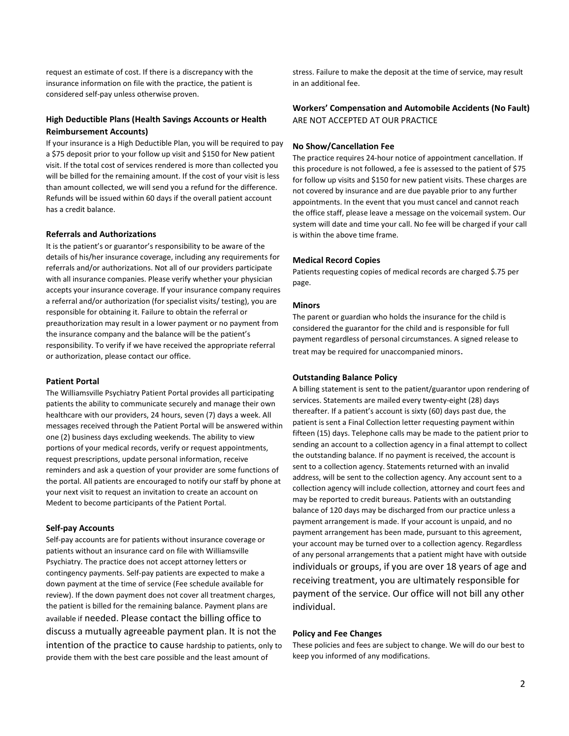request an estimate of cost. If there is a discrepancy with the insurance information on file with the practice, the patient is considered self-pay unless otherwise proven.

**High Deductible Plans (Health Savings Accounts or Health Reimbursement Accounts)**

If your insurance is a High Deductible Plan, you will be required to pay a $75 deposit prior to your follow up visit and $150 for New patient visit. If the total cost of services rendered is more than collected you will be billed for the remaining amount. If the cost of your visit is less than amount collected, we will send you a refund for the difference. Refunds will be issued within 60 days if the overall patient account has a credit balance.

**Referrals and Authorizations**

It is the patient's or guarantor's responsibility to be aware of the details of his/her insurance coverage, including any requirements for referrals and/or authorizations. Not all of our providers participate with all insurance companies. Please verify whether your physician accepts your insurance coverage. If your insurance company requires a referral and/or authorization (for specialist visits/ testing), you are responsible for obtaining it. Failure to obtain the referral or preauthorization may result in a lower payment or no payment from the insurance company and the balance will be the patient's responsibility. To verify if we have received the appropriate referral or authorization, please contact our office.

**Patient Portal**

The Williamsville Psychiatry Patient Portal provides all participating patients the ability to communicate securely and manage their own healthcare with our providers, 24 hours, seven (7) days a week. All messages received through the Patient Portal will be answered within one (2) business days excluding weekends. The ability to view portions of your medical records, verify or request appointments, request prescriptions, update personal information, receive reminders and ask a question of your provider are some functions of the portal. All patients are encouraged to notify our staff by phone at your next visit to request an invitation to create an account on Medent to become participants of the Patient Portal.

**Self-pay Accounts**

Self-pay accounts are for patients without insurance coverage or patients without an insurance card on file with Williamsville Psychiatry. The practice does not accept attorney letters or contingency payments. Self-pay patients are expected to make a down payment at the time of service (Fee schedule available for review). If the down payment does not cover all treatment charges, the patient is billed for the remaining balance. Payment plans are available if needed. Please contact the billing office to discuss a mutually agreeable payment plan. It is not the intention of the practice to cause hardship to patients, only to provide them with the best care possible and the least amount of stress. Failure to make the deposit at the time of service, may result in an additional fee.

**Workers' Compensation and Automobile Accidents (No Fault)**
ARE NOT ACCEPTED AT OUR PRACTICE

**No Show/Cancellation Fee**

The practice requires 24-hour notice of appointment cancellation. If this procedure is not followed, a fee is assessed to the patient of $75 for follow up visits and $150 for new patient visits. These charges are not covered by insurance and are due payable prior to any further appointments. In the event that you must cancel and cannot reach the office staff, please leave a message on the voicemail system. Our system will date and time your call. No fee will be charged if your call is within the above time frame.

**Medical Record Copies**

Patients requesting copies of medical records are charged $.75 per page.

**Minors**

The parent or guardian who holds the insurance for the child is considered the guarantor for the child and is responsible for full payment regardless of personal circumstances. A signed release to treat may be required for unaccompanied minors.

**Outstanding Balance Policy**

A billing statement is sent to the patient/guarantor upon rendering of services. Statements are mailed every twenty-eight (28) days thereafter. If a patient's account is sixty (60) days past due, the patient is sent a Final Collection letter requesting payment within fifteen (15) days. Telephone calls may be made to the patient prior to sending an account to a collection agency in a final attempt to collect the outstanding balance. If no payment is received, the account is sent to a collection agency. Statements returned with an invalid address, will be sent to the collection agency. Any account sent to a collection agency will include collection, attorney and court fees and may be reported to credit bureaus. Patients with an outstanding balance of 120 days may be discharged from our practice unless a payment arrangement is made. If your account is unpaid, and no payment arrangement has been made, pursuant to this agreement, your account may be turned over to a collection agency. Regardless of any personal arrangements that a patient might have with outside individuals or groups, if you are over 18 years of age and receiving treatment, you are ultimately responsible for payment of the service. Our office will not bill any other individual.

**Policy and Fee Changes**

These policies and fees are subject to change. We will do our best to keep you informed of any modifications.